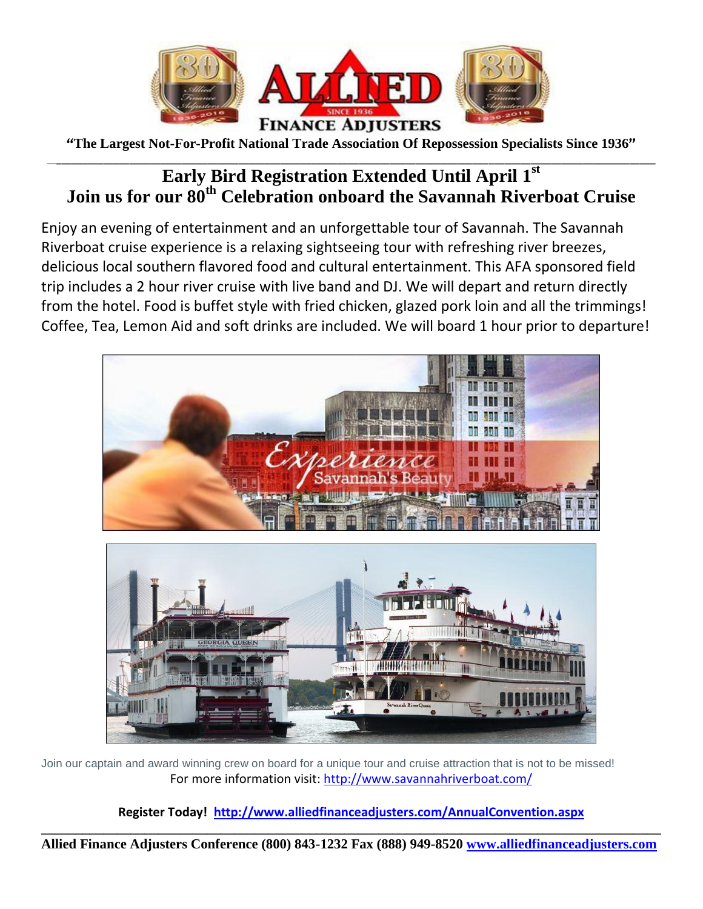**"The Largest Not-For-Profit National Trade Association Of Repossession Specialists Since 1936"**

# Early Bird Registration Extended Until April 1st
# Join us for our 80th Celebration onboard the Savannah Riverboat Cruise

Enjoy an evening of entertainment and an unforgettable tour of Savannah. The Savannah Riverboat cruise experience is a relaxing sightseeing tour with refreshing river breezes, delicious local southern flavored food and cultural entertainment. This AFA sponsored field trip includes a 2 hour river cruise with live band and DJ. We will depart and return directly from the hotel. Food is buffet style with fried chicken, glazed pork loin and all the trimmings! Coffee, Tea, Lemon Aid and soft drinks are included. We will board 1 hour prior to departure!

Join our captain and award winning crew on board for a unique tour and cruise attraction that is not to be missed!

For more information visit: http://www.savannahriverboat.com/

**Register Today! http://www.alliedfinanceadjusters.com/AnnualConvention.aspx**

**Allied Finance Adjusters Conference (800) 843-1232 Fax (888) 949-8520 www.alliedfinanceadjusters.com**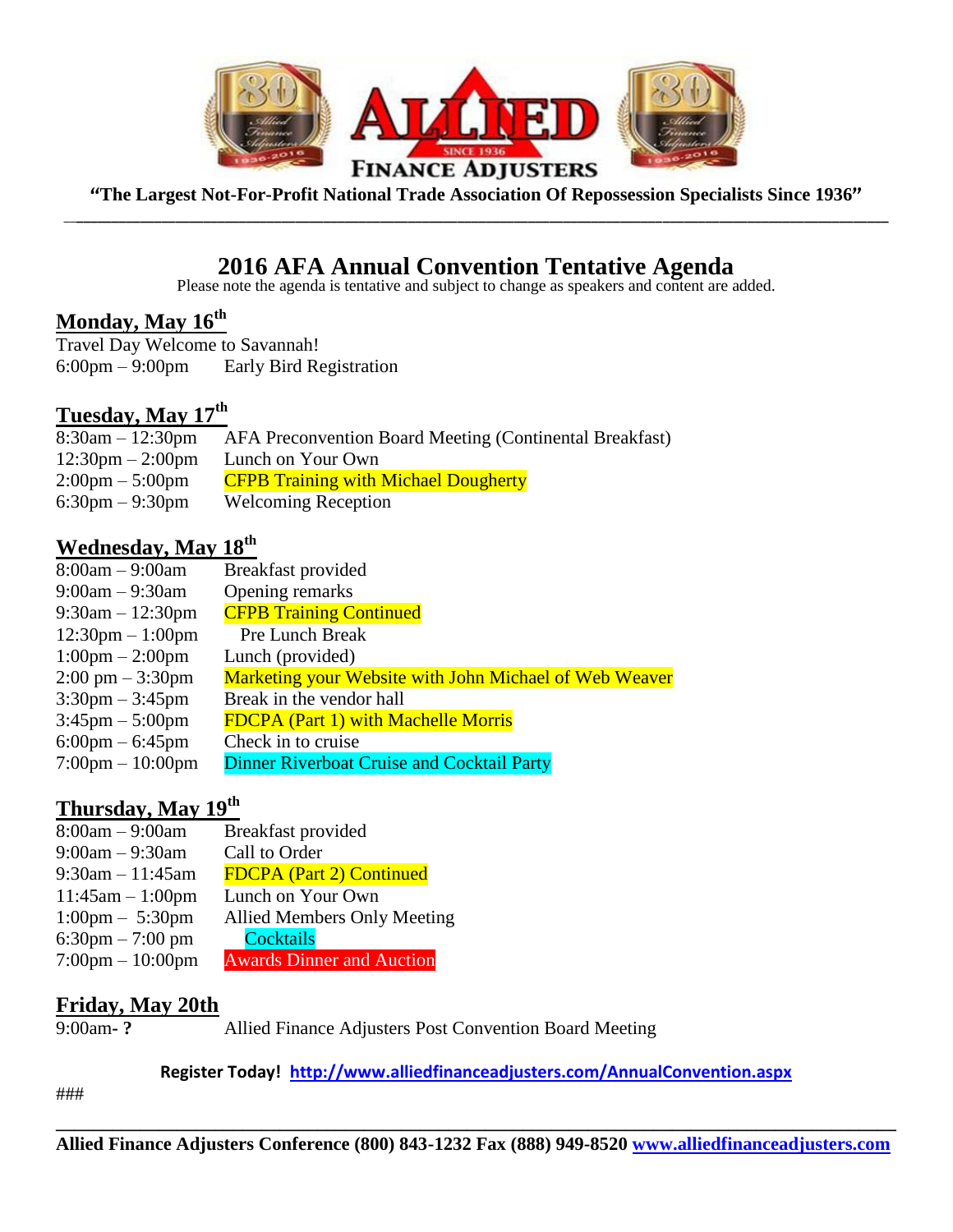**"The Largest Not-For-Profit National Trade Association Of Repossession Specialists Since 1936"**

# 2016 AFA Annual Convention Tentative Agenda

Please note the agenda is tentative and subject to change as speakers and content are added.

## Monday, May 16th

Travel Day Welcome to Savannah!

| | |
|---|---|
| 6:00pm – 9:00pm | Early Bird Registration |

## Tuesday, May 17th

| | |
|---|---|
| 8:30am – 12:30pm | AFA Preconvention Board Meeting (Continental Breakfast) |
| 12:30pm – 2:00pm | Lunch on Your Own |
| 2:00pm – 5:00pm | CFPB Training with Michael Dougherty |
| 6:30pm – 9:30pm | Welcoming Reception |

## Wednesday, May 18th

| | |
|---|---|
| 8:00am – 9:00am | Breakfast provided |
| 9:00am – 9:30am | Opening remarks |
| 9:30am – 12:30pm | CFPB Training Continued |
| 12:30pm – 1:00pm | Pre Lunch Break |
| 1:00pm – 2:00pm | Lunch (provided) |
| 2:00 pm – 3:30pm | Marketing your Website with John Michael of Web Weaver |
| 3:30pm – 3:45pm | Break in the vendor hall |
| 3:45pm – 5:00pm | FDCPA (Part 1) with Machelle Morris |
| 6:00pm – 6:45pm | Check in to cruise |
| 7:00pm – 10:00pm | Dinner Riverboat Cruise and Cocktail Party |

## Thursday, May 19th

| | |
|---|---|
| 8:00am – 9:00am | Breakfast provided |
| 9:00am – 9:30am | Call to Order |
| 9:30am – 11:45am | FDCPA (Part 2) Continued |
| 11:45am – 1:00pm | Lunch on Your Own |
| 1:00pm – 5:30pm | Allied Members Only Meeting |
| 6:30pm – 7:00 pm | Cocktails |
| 7:00pm – 10:00pm | Awards Dinner and Auction |

## Friday, May 20th

| | |
|---|---|
| 9:00am- **?** | Allied Finance Adjusters Post Convention Board Meeting |

**Register Today! http://www.alliedfinanceadjusters.com/AnnualConvention.aspx**

###

**Allied Finance Adjusters Conference (800) 843-1232 Fax (888) 949-8520 www.alliedfinanceadjusters.com**